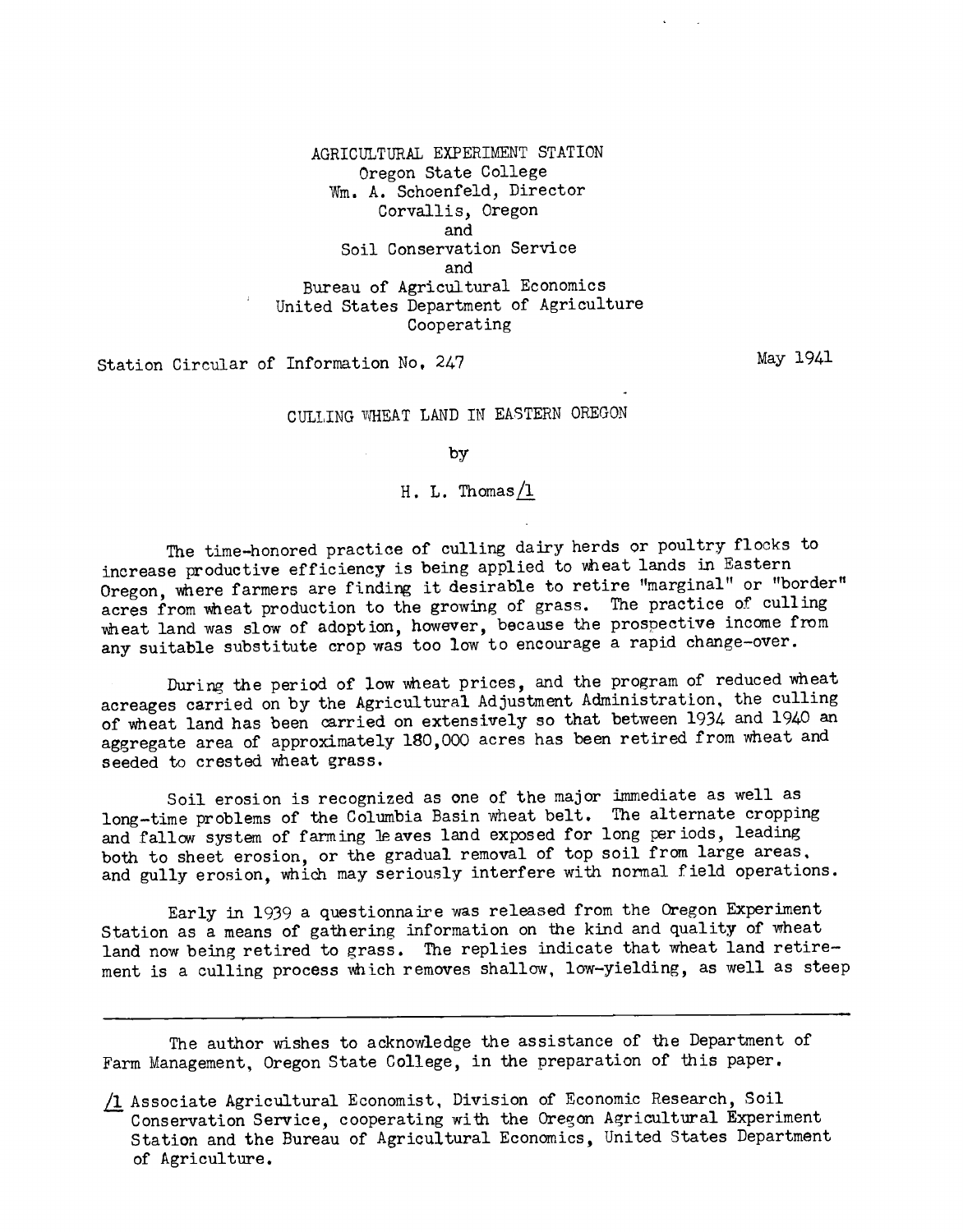AGRICULTURAL EXPERIMENT STATION
Oregon State College
Wm. A. Schoenfeld, Director
Corvallis, Oregon
and
Soil Conservation Service
and
Bureau of Agricultural Economics
United States Department of Agriculture
Cooperating

Station Circular of Information No. 247 May 1941

# CULLING WHEAT LAND IN EASTERN OREGON

by

H. L. Thomas[1]

The time-honored practice of culling dairy herds or poultry flocks to increase productive efficiency is being applied to wheat lands in Eastern Oregon, where farmers are finding it desirable to retire "marginal" or "border" acres from wheat production to the growing of grass. The practice of culling wheat land was slow of adoption, however, because the prospective income from any suitable substitute crop was too low to encourage a rapid change-over.

During the period of low wheat prices, and the program of reduced wheat acreages carried on by the Agricultural Adjustment Administration, the culling of wheat land has been carried on extensively so that between 1934 and 1940 an aggregate area of approximately 180,000 acres has been retired from wheat and seeded to crested wheat grass.

Soil erosion is recognized as one of the major immediate as well as long-time problems of the Columbia Basin wheat belt. The alternate cropping and fallow system of farming leaves land exposed for long periods, leading both to sheet erosion, or the gradual removal of top soil from large areas, and gully erosion, which may seriously interfere with normal field operations.

Early in 1939 a questionnaire was released from the Oregon Experiment Station as a means of gathering information on the kind and quality of wheat land now being retired to grass. The replies indicate that wheat land retirement is a culling process which removes shallow, low-yielding, as well as steep

---

The author wishes to acknowledge the assistance of the Department of Farm Management, Oregon State College, in the preparation of this paper.

[1] Associate Agricultural Economist, Division of Economic Research, Soil Conservation Service, cooperating with the Oregon Agricultural Experiment Station and the Bureau of Agricultural Economics, United States Department of Agriculture.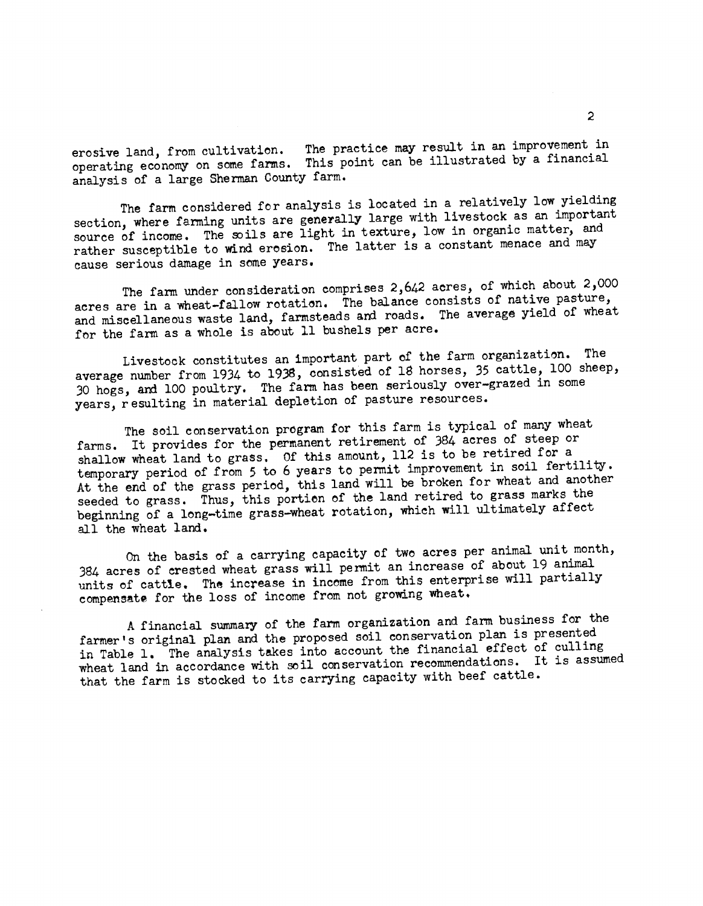erosive land, from cultivation. The practice may result in an improvement in operating economy on some farms. This point can be illustrated by a financial analysis of a large Sherman County farm.

The farm considered for analysis is located in a relatively low yielding section, where farming units are generally large with livestock as an important source of income. The soils are light in texture, low in organic matter, and rather susceptible to wind erosion. The latter is a constant menace and may cause serious damage in some years.

The farm under consideration comprises 2,642 acres, of which about 2,000 acres are in a wheat-fallow rotation. The balance consists of native pasture, and miscellaneous waste land, farmsteads and roads. The average yield of wheat for the farm as a whole is about 11 bushels per acre.

Livestock constitutes an important part of the farm organization. The average number from 1934 to 1938, consisted of 18 horses, 35 cattle, 100 sheep, 30 hogs, and 100 poultry. The farm has been seriously over-grazed in some years, resulting in material depletion of pasture resources.

The soil conservation program for this farm is typical of many wheat farms. It provides for the permanent retirement of 384 acres of steep or shallow wheat land to grass. Of this amount, 112 is to be retired for a temporary period of from 5 to 6 years to permit improvement in soil fertility. At the end of the grass period, this land will be broken for wheat and another seeded to grass. Thus, this portion of the land retired to grass marks the beginning of a long-time grass-wheat rotation, which will ultimately affect all the wheat land.

On the basis of a carrying capacity of two acres per animal unit month, 384 acres of crested wheat grass will permit an increase of about 19 animal units of cattle. The increase in income from this enterprise will partially compensate for the loss of income from not growing wheat.

A financial summary of the farm organization and farm business for the farmer's original plan and the proposed soil conservation plan is presented in Table 1. The analysis takes into account the financial effect of culling wheat land in accordance with soil conservation recommendations. It is assumed that the farm is stocked to its carrying capacity with beef cattle.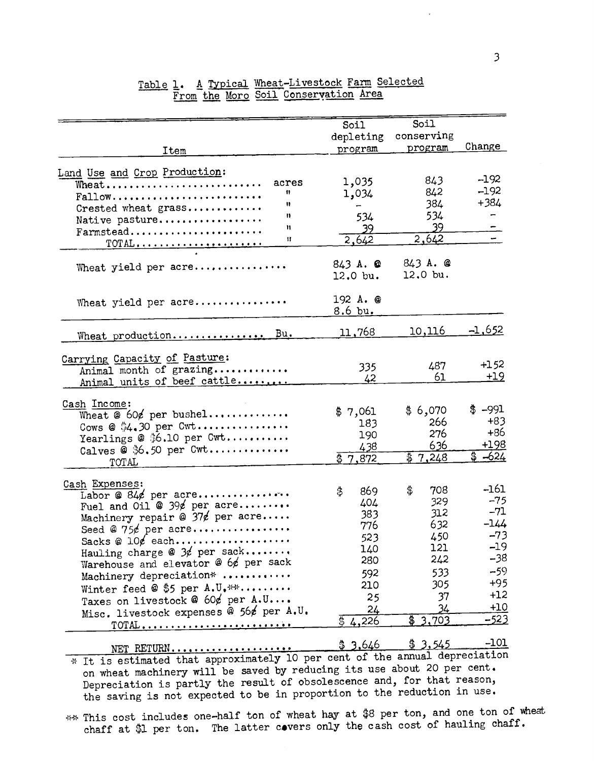## Table 1. A Typical Wheat-Livestock Farm Selected From the Moro Soil Conservation Area

| Item | | Soil depleting program | Soil conserving program | Change |
|---|---|---|---|---|
| **Land Use and Crop Production:** | | | | |
| Wheat........................... | acres | 1,035 | 843 | -192 |
| Fallow.......................... | " | 1,034 | 842 | -192 |
| Crested wheat grass............. | " | - | 384 | +384 |
| Native pasture.................. | " | 534 | 534 | - |
| Farmstead....................... | " | 39 | 39 | - |
| TOTAL........................... | " | 2,642 | 2,642 | - |
| Wheat yield per acre............... | | 843 A. @ 12.0 bu. | 843 A. @ 12.0 bu. | |
| Wheat yield per acre............... | | 192 A. @ 8.6 bu. | | |
| Wheat production............... | Bu. | 11,768 | 10,116 | -1,652 |
| **Carrying Capacity of Pasture:** | | | | |
| Animal month of grazing............. | | 335 | 487 | +152 |
| Animal units of beef cattle......... | | 42 | 61 | +19 |
| **Cash Income:** | | | | |
| Wheat @ 60¢ per bushel.............. | | $ 7,061 | $ 6,070 | $ -991 |
| Cows @ $4.30 per Cwt................ | | 183 | 266 | +83 |
| Yearlings @ $6.10 per Cwt........... | | 190 | 276 | +86 |
| Calves @ $6.50 per Cwt.............. | | 438 | 636 | +198 |
| TOTAL | | $ 7,872 | $ 7,248 | $ -624 |
| **Cash Expenses:** | | | | |
| Labor @ 84¢ per acre................ | | $ 869 | $ 708 | -161 |
| Fuel and Oil @ 39¢ per acre......... | | 404 | 329 | -75 |
| Machinery repair @ 37¢ per acre..... | | 383 | 312 | -71 |
| Seed @ 75¢ per acre................. | | 776 | 632 | -144 |
| Sacks @ 10¢ each.................... | | 523 | 450 | -73 |
| Hauling charge @ 3¢ per sack........ | | 140 | 121 | -19 |
| Warehouse and elevator @ 6¢ per sack | | 280 | 242 | -38 |
| Machinery depreciation* ............ | | 592 | 533 | -59 |
| Winter feed @ $5 per A.U.**......... | | 210 | 305 | +95 |
| Taxes on livestock @ 60¢ per A.U.... | | 25 | 37 | +12 |
| Misc. livestock expenses @ 56¢ per A.U. | | 24 | 34 | +10 |
| TOTAL............................ | | $ 4,226 | $ 3,703 | -523 |
| NET RETURN.................... | | $ 3,646 | $ 3,545 | -101 |

\* It is estimated that approximately 10 per cent of the annual depreciation on wheat machinery will be saved by reducing its use about 20 per cent. Depreciation is partly the result of obsolescence and, for that reason, the saving is not expected to be in proportion to the reduction in use.

\*\* This cost includes one-half ton of wheat hay at $8 per ton, and one ton of wheat chaff at $1 per ton. The latter covers only the cash cost of hauling chaff.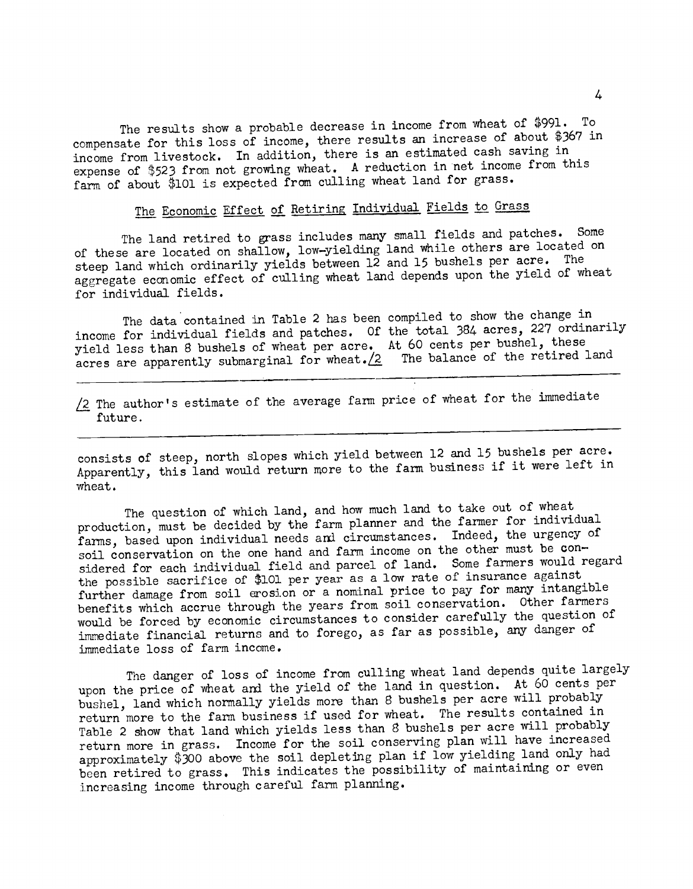The results show a probable decrease in income from wheat of $991. To compensate for this loss of income, there results an increase of about $367 in income from livestock. In addition, there is an estimated cash saving in expense of $523 from not growing wheat. A reduction in net income from this farm of about $101 is expected from culling wheat land for grass.

## The Economic Effect of Retiring Individual Fields to Grass

The land retired to grass includes many small fields and patches. Some of these are located on shallow, low-yielding land while others are located on steep land which ordinarily yields between 12 and 15 bushels per acre. The aggregate economic effect of culling wheat land depends upon the yield of wheat for individual fields.

The data contained in Table 2 has been compiled to show the change in income for individual fields and patches. Of the total 384 acres, 227 ordinarily yield less than 8 bushels of wheat per acre. At 60 cents per bushel, these acres are apparently submarginal for wheat./2 The balance of the retired land consists of steep, north slopes which yield between 12 and 15 bushels per acre. Apparently, this land would return more to the farm business if it were left in wheat.

The question of which land, and how much land to take out of wheat production, must be decided by the farm planner and the farmer for individual farms, based upon individual needs and circumstances. Indeed, the urgency of soil conservation on the one hand and farm income on the other must be considered for each individual field and parcel of land. Some farmers would regard the possible sacrifice of $101 per year as a low rate of insurance against further damage from soil erosion or a nominal price to pay for many intangible benefits which accrue through the years from soil conservation. Other farmers would be forced by economic circumstances to consider carefully the question of immediate financial returns and to forego, as far as possible, any danger of immediate loss of farm income.

The danger of loss of income from culling wheat land depends quite largely upon the price of wheat and the yield of the land in question. At 60 cents per bushel, land which normally yields more than 8 bushels per acre will probably return more to the farm business if used for wheat. The results contained in Table 2 show that land which yields less than 8 bushels per acre will probably return more in grass. Income for the soil conserving plan will have increased approximately $300 above the soil depleting plan if low yielding land only had been retired to grass. This indicates the possibility of maintaining or even increasing income through careful farm planning.

---

/2 The author's estimate of the average farm price of wheat for the immediate future.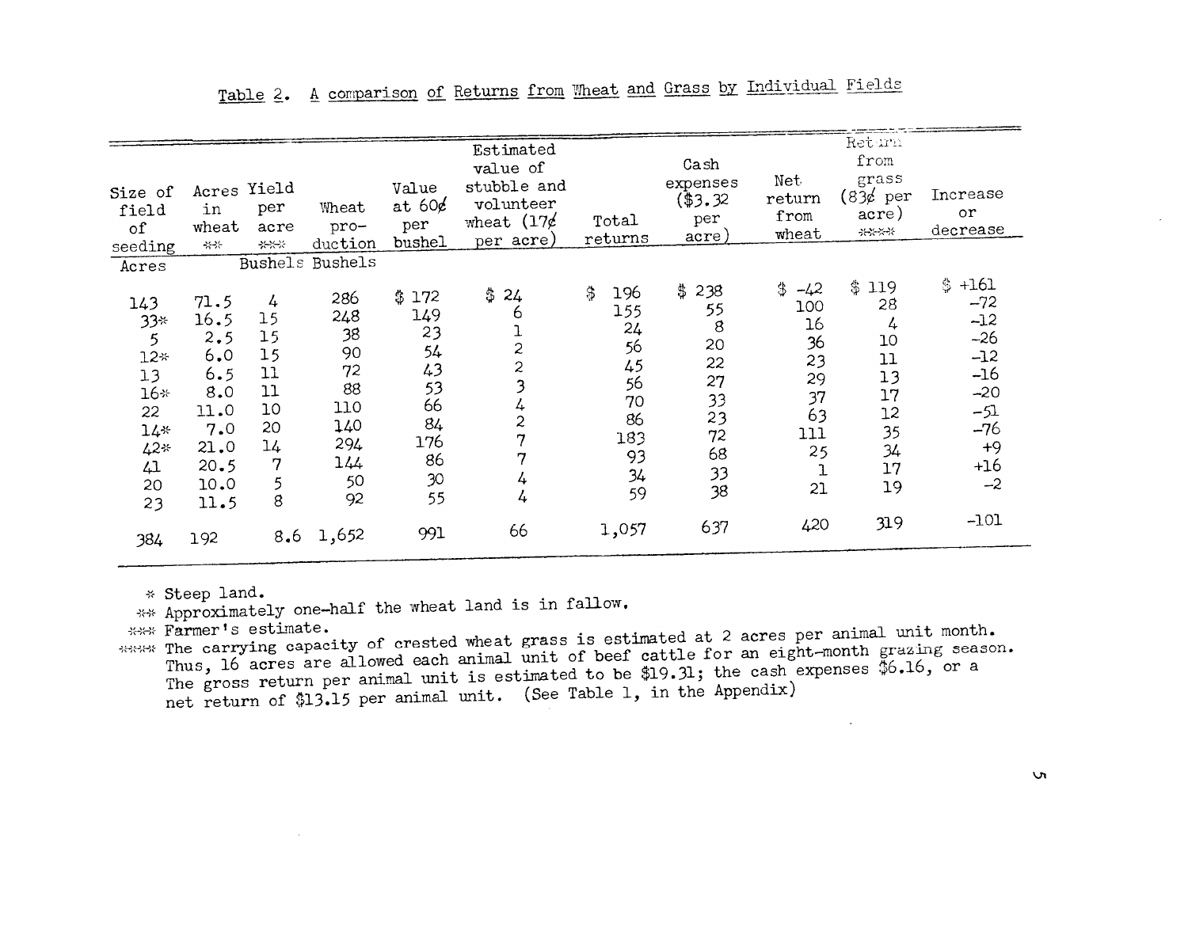Table 2. A comparison of Returns from Wheat and Grass by Individual Fields

| Size of field of seeding | Acres in wheat ** | Yield per acre *** | Wheat production | Value at 60¢ per bushel | Estimated value of stubble and volunteer wheat (17¢ per acre) | Total returns | Cash expenses ($3.32 per acre) | Net return from wheat | Return from grass (83¢ per acre) **** | Increase or decrease |
|---|---|---|---|---|---|---|---|---|---|---|
| Acres | | Bushels | Bushels | | | | | | | |
| 143 | 71.5 | 4 | 286 | $ 172 | $ 24 | $ 196 | $ 238 | $ -42 | $ 119 | $ +161 |
| 33* | 16.5 | 15 | 248 | 149 | 6 | 155 | 55 | 100 | 28 | -72 |
| 5 | 2.5 | 15 | 38 | 23 | 1 | 24 | 8 | 16 | 4 | -12 |
| 12* | 6.0 | 15 | 90 | 54 | 2 | 56 | 20 | 36 | 10 | -26 |
| 13 | 6.5 | 11 | 72 | 43 | 2 | 45 | 22 | 23 | 11 | -12 |
| 16* | 8.0 | 11 | 88 | 53 | 3 | 56 | 27 | 29 | 13 | -16 |
| 22 | 11.0 | 10 | 110 | 66 | 4 | 70 | 33 | 37 | 17 | -20 |
| 14* | 7.0 | 20 | 140 | 84 | 2 | 86 | 23 | 63 | 12 | -51 |
| 42* | 21.0 | 14 | 294 | 176 | 7 | 183 | 72 | 111 | 35 | -76 |
| 41 | 20.5 | 7 | 144 | 86 | 7 | 93 | 68 | 25 | 34 | +9 |
| 20 | 10.0 | 5 | 50 | 30 | 4 | 34 | 33 | 1 | 17 | +16 |
| 23 | 11.5 | 8 | 92 | 55 | 4 | 59 | 38 | 21 | 19 | -2 |
| 384 | 192 | 8.6 | 1,652 | 991 | 66 | 1,057 | 637 | 420 | 319 | -101 |

\* Steep land.

** Approximately one-half the wheat land is in fallow.

*** Farmer's estimate.

**** The carrying capacity of crested wheat grass is estimated at 2 acres per animal unit month. Thus, 16 acres are allowed each animal unit of beef cattle for an eight-month grazing season. The gross return per animal unit is estimated to be $19.31; the cash expenses $6.16, or a net return of $13.15 per animal unit. (See Table 1, in the Appendix)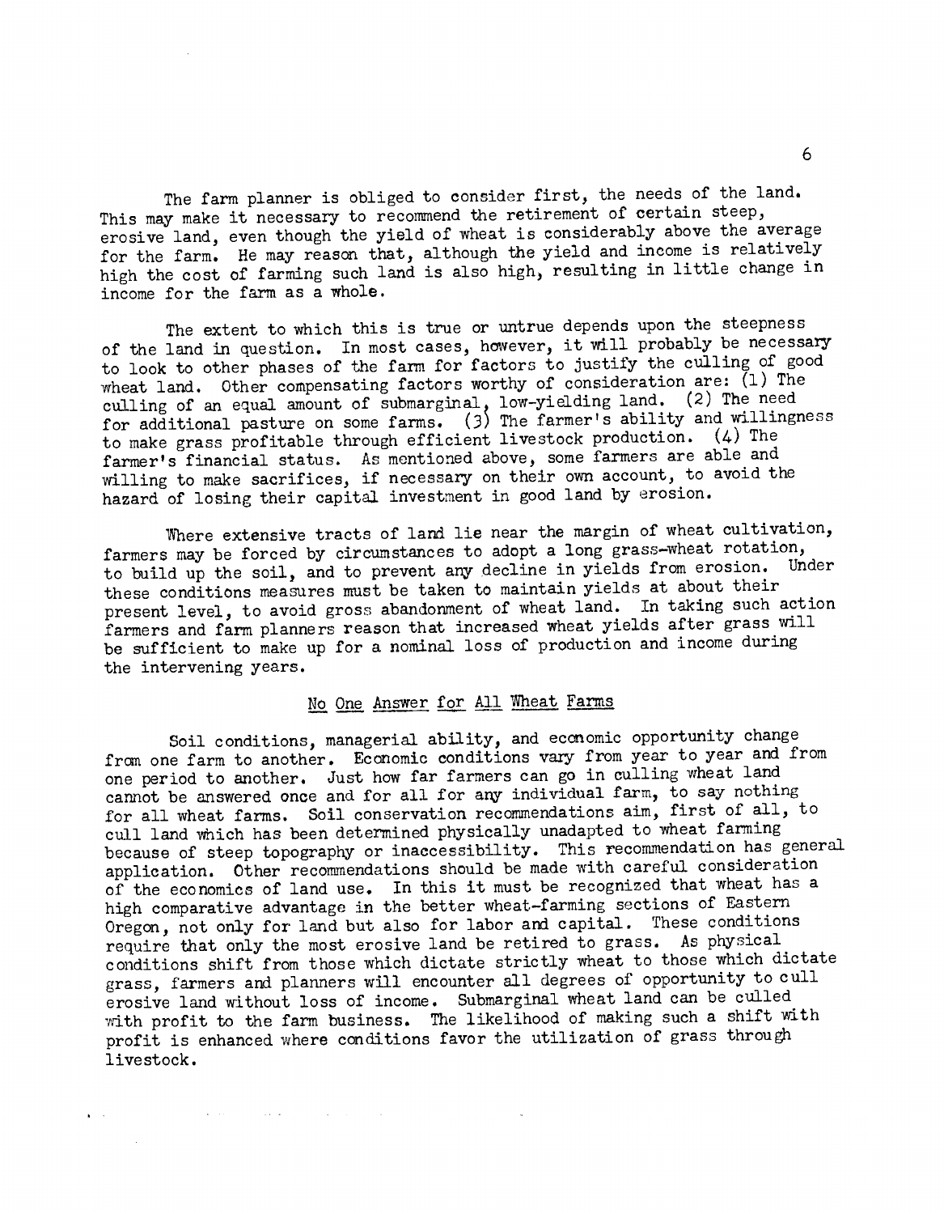The farm planner is obliged to consider first, the needs of the land. This may make it necessary to recommend the retirement of certain steep, erosive land, even though the yield of wheat is considerably above the average for the farm. He may reason that, although the yield and income is relatively high the cost of farming such land is also high, resulting in little change in income for the farm as a whole.

The extent to which this is true or untrue depends upon the steepness of the land in question. In most cases, however, it will probably be necessary to look to other phases of the farm for factors to justify the culling of good wheat land. Other compensating factors worthy of consideration are: (1) The culling of an equal amount of submarginal, low-yielding land. (2) The need for additional pasture on some farms. (3) The farmer's ability and willingness to make grass profitable through efficient livestock production. (4) The farmer's financial status. As mentioned above, some farmers are able and willing to make sacrifices, if necessary on their own account, to avoid the hazard of losing their capital investment in good land by erosion.

Where extensive tracts of land lie near the margin of wheat cultivation, farmers may be forced by circumstances to adopt a long grass-wheat rotation, to build up the soil, and to prevent any decline in yields from erosion. Under these conditions measures must be taken to maintain yields at about their present level, to avoid gross abandonment of wheat land. In taking such action farmers and farm planners reason that increased wheat yields after grass will be sufficient to make up for a nominal loss of production and income during the intervening years.

## No One Answer for All Wheat Farms

Soil conditions, managerial ability, and economic opportunity change from one farm to another. Economic conditions vary from year to year and from one period to another. Just how far farmers can go in culling wheat land cannot be answered once and for all for any individual farm, to say nothing for all wheat farms. Soil conservation recommendations aim, first of all, to cull land which has been determined physically unadapted to wheat farming because of steep topography or inaccessibility. This recommendation has general application. Other recommendations should be made with careful consideration of the economics of land use. In this it must be recognized that wheat has a high comparative advantage in the better wheat-farming sections of Eastern Oregon, not only for land but also for labor and capital. These conditions require that only the most erosive land be retired to grass. As physical conditions shift from those which dictate strictly wheat to those which dictate grass, farmers and planners will encounter all degrees of opportunity to cull erosive land without loss of income. Submarginal wheat land can be culled with profit to the farm business. The likelihood of making such a shift with profit is enhanced where conditions favor the utilization of grass through livestock.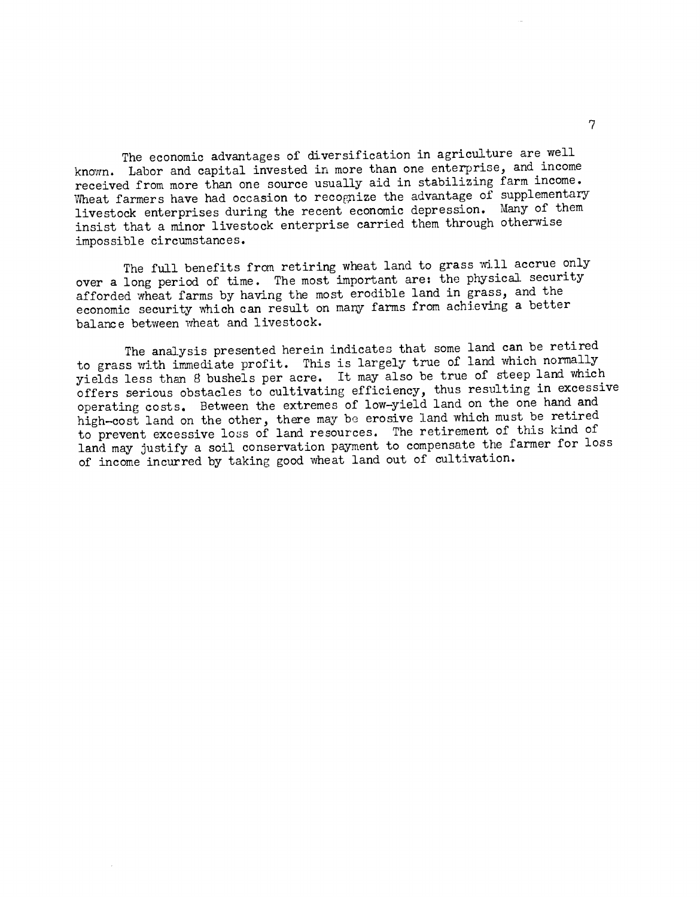The economic advantages of diversification in agriculture are well known. Labor and capital invested in more than one enterprise, and income received from more than one source usually aid in stabilizing farm income. Wheat farmers have had occasion to recognize the advantage of supplementary livestock enterprises during the recent economic depression. Many of them insist that a minor livestock enterprise carried them through otherwise impossible circumstances.

The full benefits from retiring wheat land to grass will accrue only over a long period of time. The most important are: the physical security afforded wheat farms by having the most erodible land in grass, and the economic security which can result on many farms from achieving a better balance between wheat and livestock.

The analysis presented herein indicates that some land can be retired to grass with immediate profit. This is largely true of land which normally yields less than 8 bushels per acre. It may also be true of steep land which offers serious obstacles to cultivating efficiency, thus resulting in excessive operating costs. Between the extremes of low-yield land on the one hand and high-cost land on the other, there may be erosive land which must be retired to prevent excessive loss of land resources. The retirement of this kind of land may justify a soil conservation payment to compensate the farmer for loss of income incurred by taking good wheat land out of cultivation.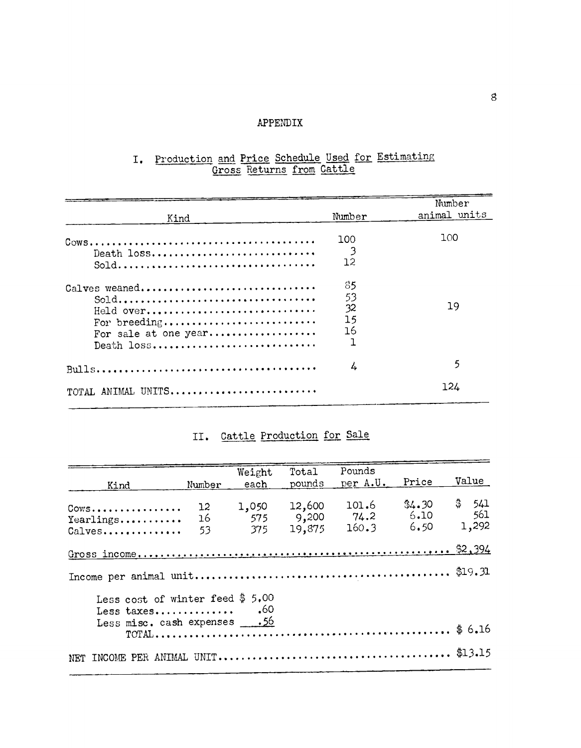# APPENDIX

## I. Production and Price Schedule Used for Estimating Gross Returns from Cattle

| Kind | Number | Number animal units |
|---|---|---|
| Cows | 100 | 100 |
| Death loss | 3 | |
| Sold | 12 | |
| Calves weaned | 85 | |
| Sold | 53 | |
| Held over | 32 | 19 |
| For breeding | 15 | |
| For sale at one year | 16 | |
| Death loss | 1 | |
| Bulls | 4 | 5 |
| TOTAL ANIMAL UNITS | | 124 |

## II. Cattle Production for Sale

| Kind | Number | Weight each | Total pounds | Pounds per A.U. | Price | Value |
|---|---|---|---|---|---|---|
| Cows | 12 | 1,050 | 12,600 | 101.6 | $4.30 | $ 541 |
| Yearlings | 16 | 575 | 9,200 | 74.2 | 6.10 | 561 |
| Calves | 53 | 375 | 19,875 | 160.3 | 6.50 | 1,292 |
| Gross income | | | | | | $2,394 |
| Income per animal unit | | | | | | $19.31 |
| Less cost of winter feed $ 5.00 | | | | | | |
| Less taxes .60 | | | | | | |
| Less misc. cash expenses .56 | | | | | | |
| TOTAL | | | | | | $ 6.16 |
| NET INCOME PER ANIMAL UNIT | | | | | | $13.15 |